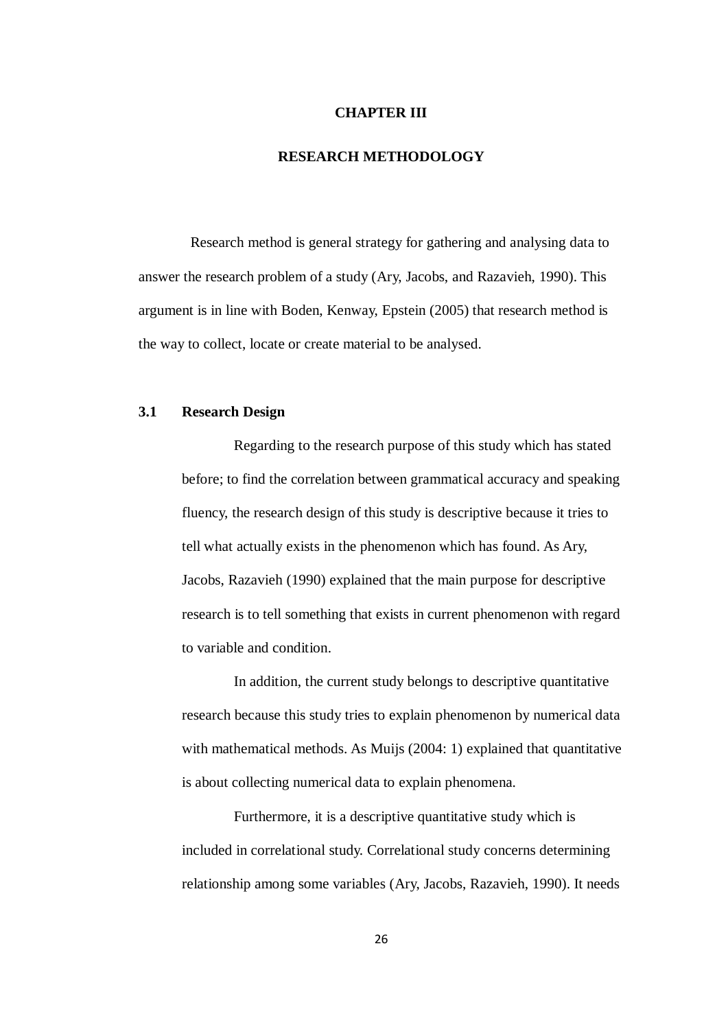# CHAPTER III

# RESEARCH METHODOLOGY

Research method is general strategy for gathering and analysing data to answer the research problem of a study (Ary, Jacobs, and Razavieh, 1990). This argument is in line with Boden, Kenway, Epstein (2005) that research method is the way to collect, locate or create material to be analysed.

## 3.1 Research Design

Regarding to the research purpose of this study which has stated before; to find the correlation between grammatical accuracy and speaking fluency, the research design of this study is descriptive because it tries to tell what actually exists in the phenomenon which has found. As Ary, Jacobs, Razavieh (1990) explained that the main purpose for descriptive research is to tell something that exists in current phenomenon with regard to variable and condition.

In addition, the current study belongs to descriptive quantitative research because this study tries to explain phenomenon by numerical data with mathematical methods. As Muijs (2004: 1) explained that quantitative is about collecting numerical data to explain phenomena.

Furthermore, it is a descriptive quantitative study which is included in correlational study. Correlational study concerns determining relationship among some variables (Ary, Jacobs, Razavieh, 1990). It needs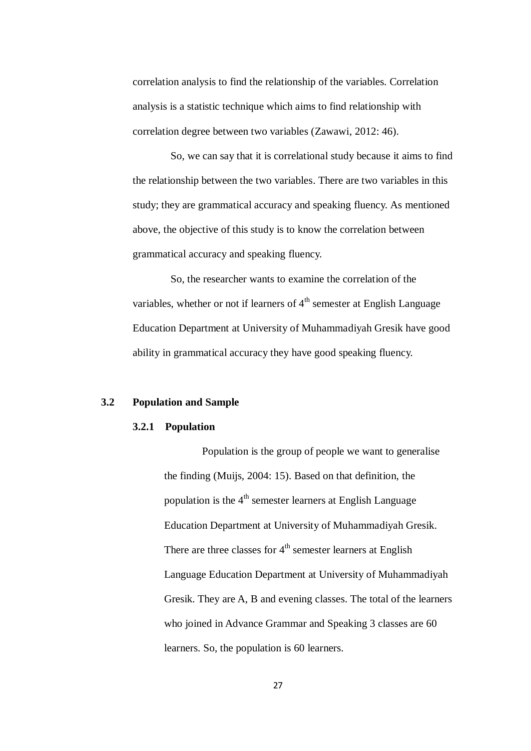correlation analysis to find the relationship of the variables. Correlation analysis is a statistic technique which aims to find relationship with correlation degree between two variables (Zawawi, 2012: 46).

So, we can say that it is correlational study because it aims to find the relationship between the two variables. There are two variables in this study; they are grammatical accuracy and speaking fluency. As mentioned above, the objective of this study is to know the correlation between grammatical accuracy and speaking fluency.

So, the researcher wants to examine the correlation of the variables, whether or not if learners of $4^{th}$ semester at English Language Education Department at University of Muhammadiyah Gresik have good ability in grammatical accuracy they have good speaking fluency.

## 3.2 Population and Sample

### 3.2.1 Population

Population is the group of people we want to generalise the finding (Muijs, 2004: 15). Based on that definition, the population is the $4^{th}$ semester learners at English Language Education Department at University of Muhammadiyah Gresik. There are three classes for $4^{th}$ semester learners at English Language Education Department at University of Muhammadiyah Gresik. They are A, B and evening classes. The total of the learners who joined in Advance Grammar and Speaking 3 classes are 60 learners. So, the population is 60 learners.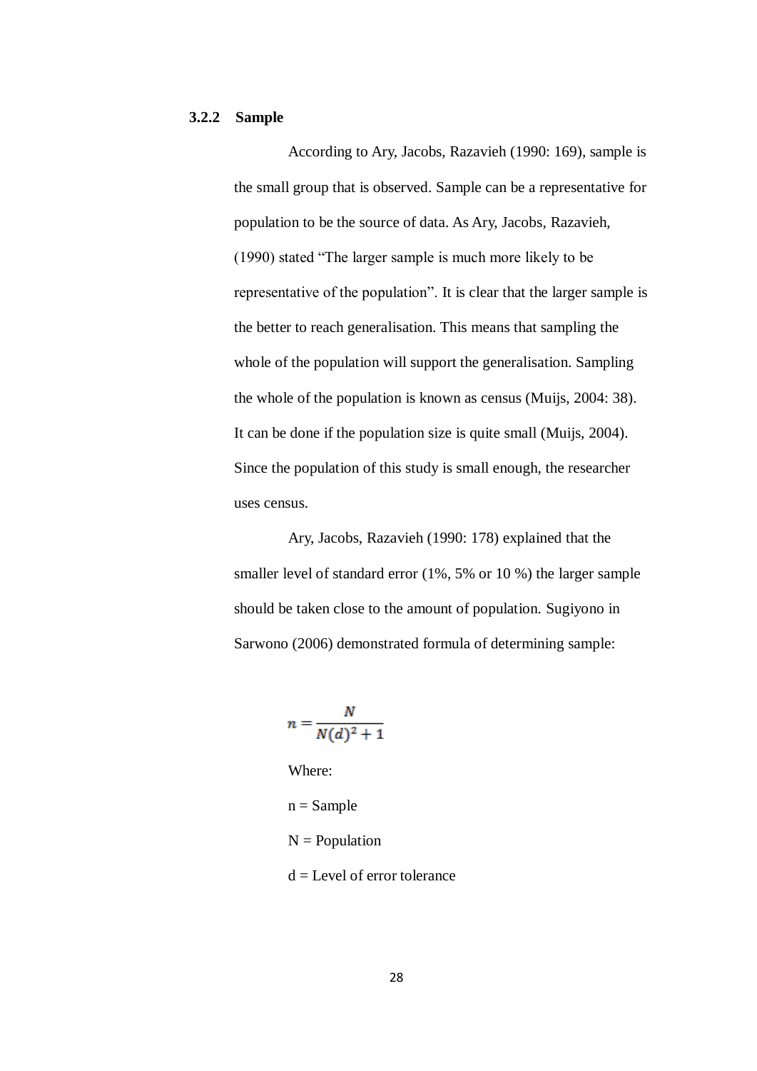### 3.2.2 Sample

According to Ary, Jacobs, Razavieh (1990: 169), sample is the small group that is observed. Sample can be a representative for population to be the source of data. As Ary, Jacobs, Razavieh, (1990) stated "The larger sample is much more likely to be representative of the population". It is clear that the larger sample is the better to reach generalisation. This means that sampling the whole of the population will support the generalisation. Sampling the whole of the population is known as census (Muijs, 2004: 38). It can be done if the population size is quite small (Muijs, 2004). Since the population of this study is small enough, the researcher uses census.

Ary, Jacobs, Razavieh (1990: 178) explained that the smaller level of standard error (1%, 5% or 10 %) the larger sample should be taken close to the amount of population. Sugiyono in Sarwono (2006) demonstrated formula of determining sample:

$$n = \frac{N}{N(d)^2 + 1}$$

Where:

n = Sample

N = Population

d = Level of error tolerance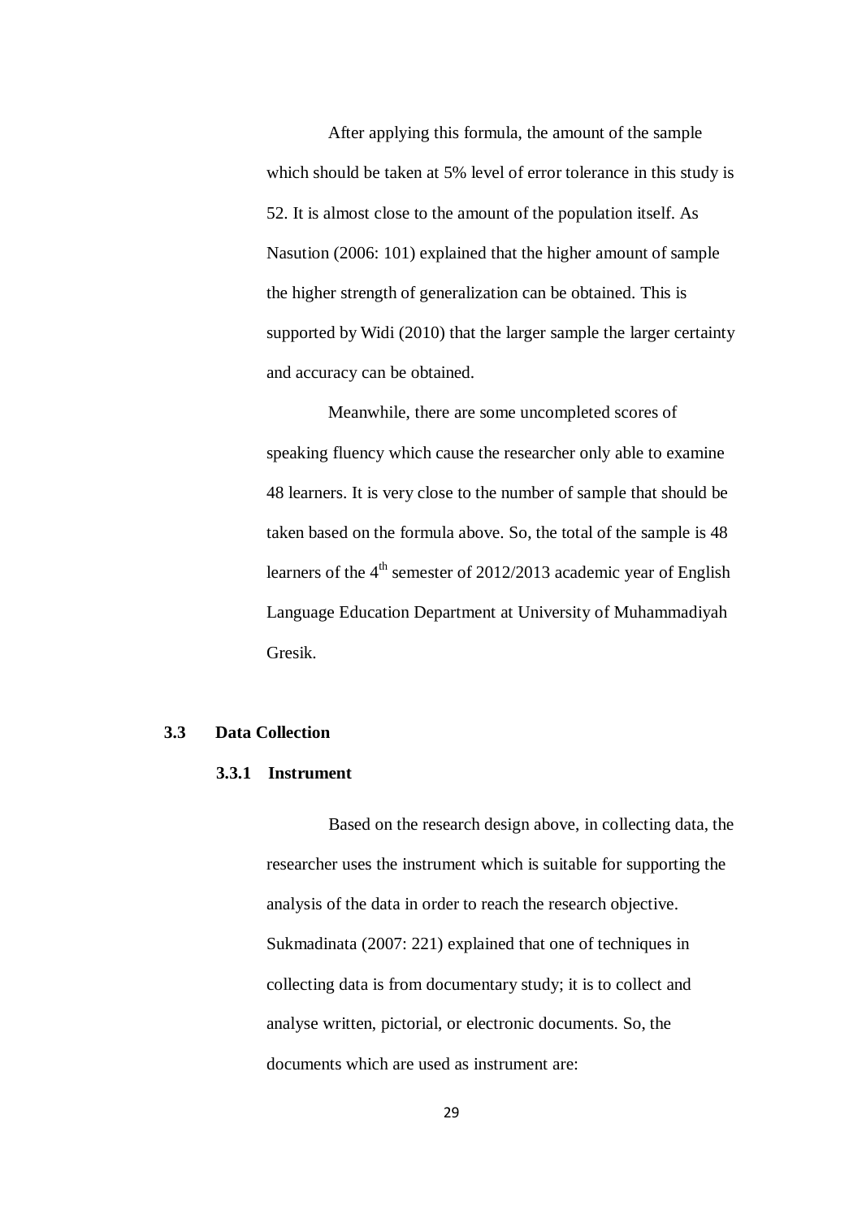After applying this formula, the amount of the sample which should be taken at 5% level of error tolerance in this study is 52. It is almost close to the amount of the population itself. As Nasution (2006: 101) explained that the higher amount of sample the higher strength of generalization can be obtained. This is supported by Widi (2010) that the larger sample the larger certainty and accuracy can be obtained.

Meanwhile, there are some uncompleted scores of speaking fluency which cause the researcher only able to examine 48 learners. It is very close to the number of sample that should be taken based on the formula above. So, the total of the sample is 48 learners of the 4th semester of 2012/2013 academic year of English Language Education Department at University of Muhammadiyah Gresik.

## 3.3 Data Collection

### 3.3.1 Instrument

Based on the research design above, in collecting data, the researcher uses the instrument which is suitable for supporting the analysis of the data in order to reach the research objective. Sukmadinata (2007: 221) explained that one of techniques in collecting data is from documentary study; it is to collect and analyse written, pictorial, or electronic documents. So, the documents which are used as instrument are: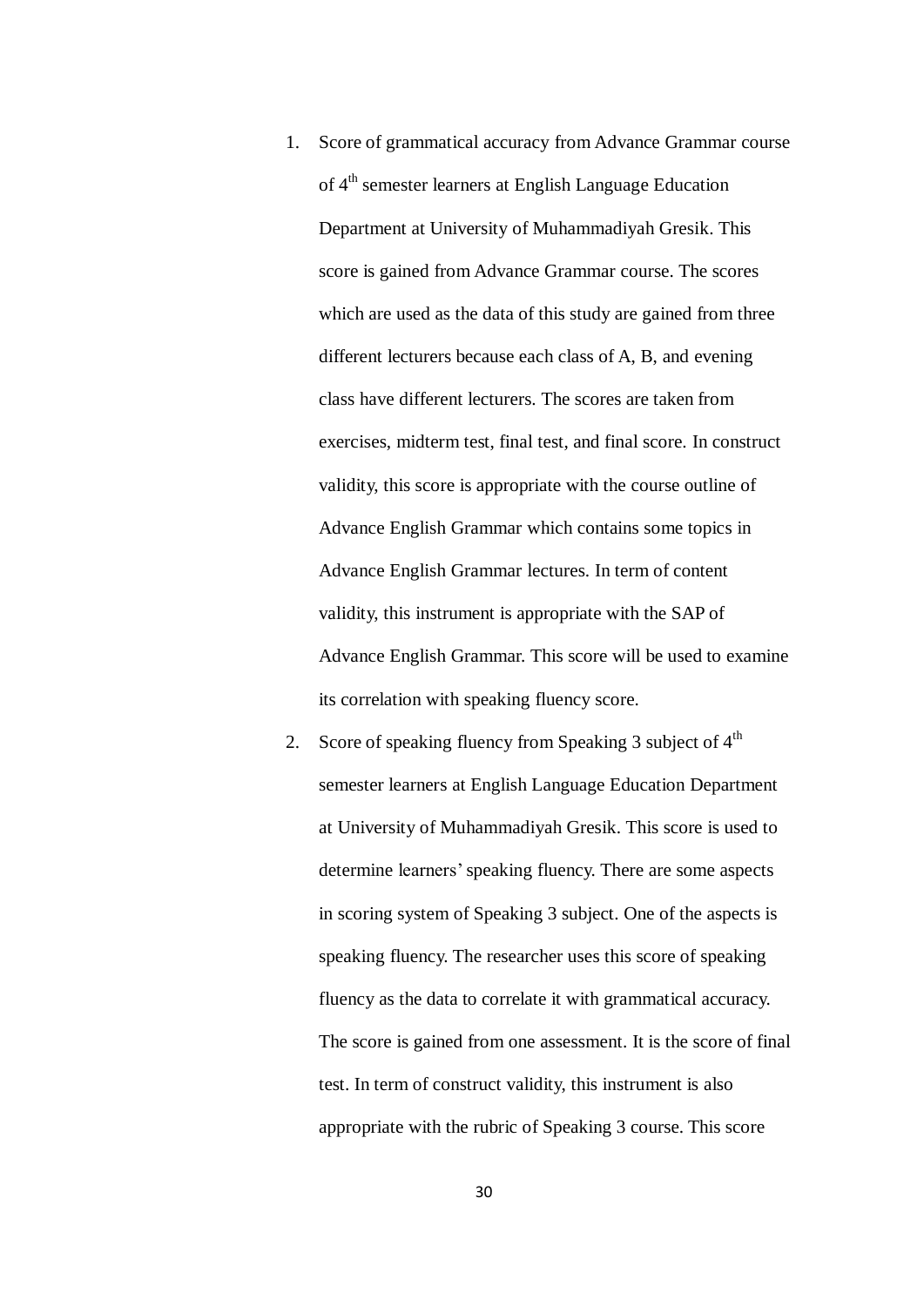1. Score of grammatical accuracy from Advance Grammar course of 4th semester learners at English Language Education Department at University of Muhammadiyah Gresik. This score is gained from Advance Grammar course. The scores which are used as the data of this study are gained from three different lecturers because each class of A, B, and evening class have different lecturers. The scores are taken from exercises, midterm test, final test, and final score. In construct validity, this score is appropriate with the course outline of Advance English Grammar which contains some topics in Advance English Grammar lectures. In term of content validity, this instrument is appropriate with the SAP of Advance English Grammar. This score will be used to examine its correlation with speaking fluency score.
2. Score of speaking fluency from Speaking 3 subject of 4th semester learners at English Language Education Department at University of Muhammadiyah Gresik. This score is used to determine learners' speaking fluency. There are some aspects in scoring system of Speaking 3 subject. One of the aspects is speaking fluency. The researcher uses this score of speaking fluency as the data to correlate it with grammatical accuracy. The score is gained from one assessment. It is the score of final test. In term of construct validity, this instrument is also appropriate with the rubric of Speaking 3 course. This score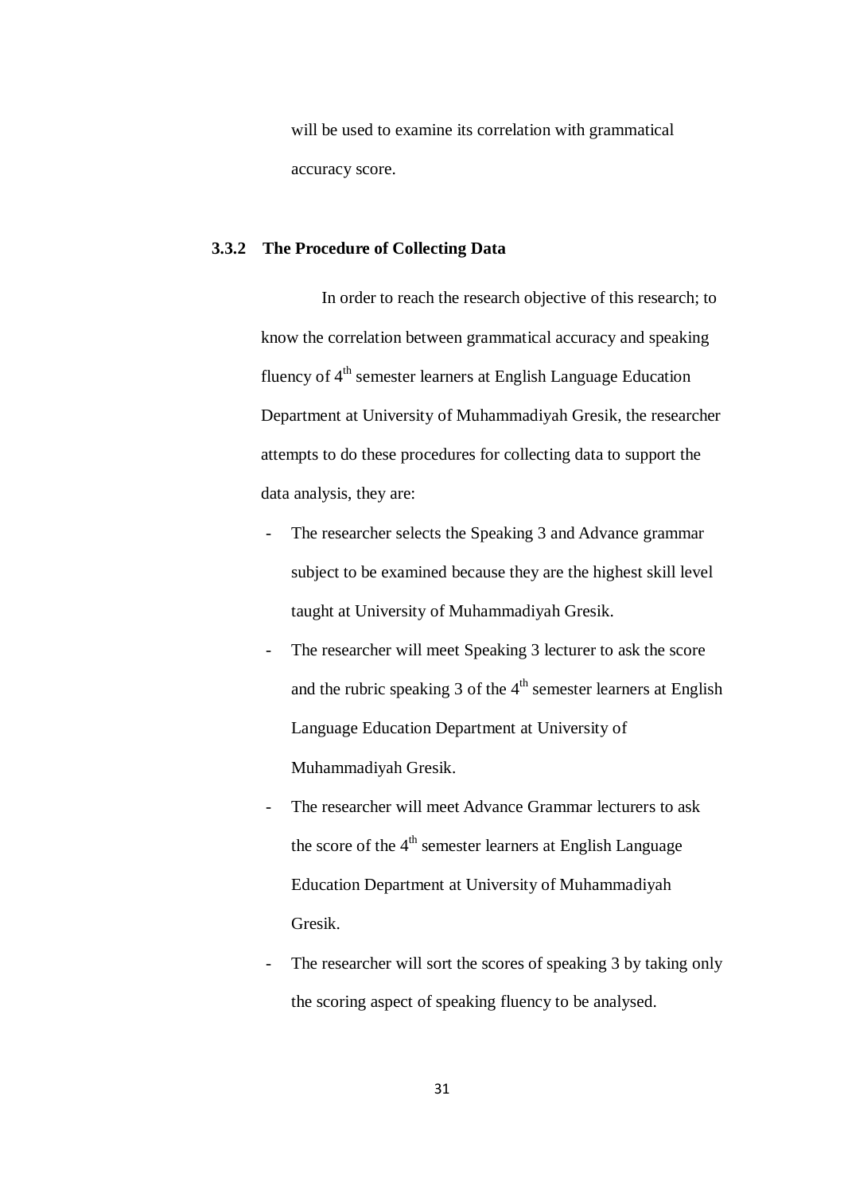will be used to examine its correlation with grammatical accuracy score.

### 3.3.2 The Procedure of Collecting Data

In order to reach the research objective of this research; to know the correlation between grammatical accuracy and speaking fluency of 4th semester learners at English Language Education Department at University of Muhammadiyah Gresik, the researcher attempts to do these procedures for collecting data to support the data analysis, they are:

- The researcher selects the Speaking 3 and Advance grammar subject to be examined because they are the highest skill level taught at University of Muhammadiyah Gresik.
- The researcher will meet Speaking 3 lecturer to ask the score and the rubric speaking 3 of the 4th semester learners at English Language Education Department at University of Muhammadiyah Gresik.
- The researcher will meet Advance Grammar lecturers to ask the score of the 4th semester learners at English Language Education Department at University of Muhammadiyah Gresik.
- The researcher will sort the scores of speaking 3 by taking only the scoring aspect of speaking fluency to be analysed.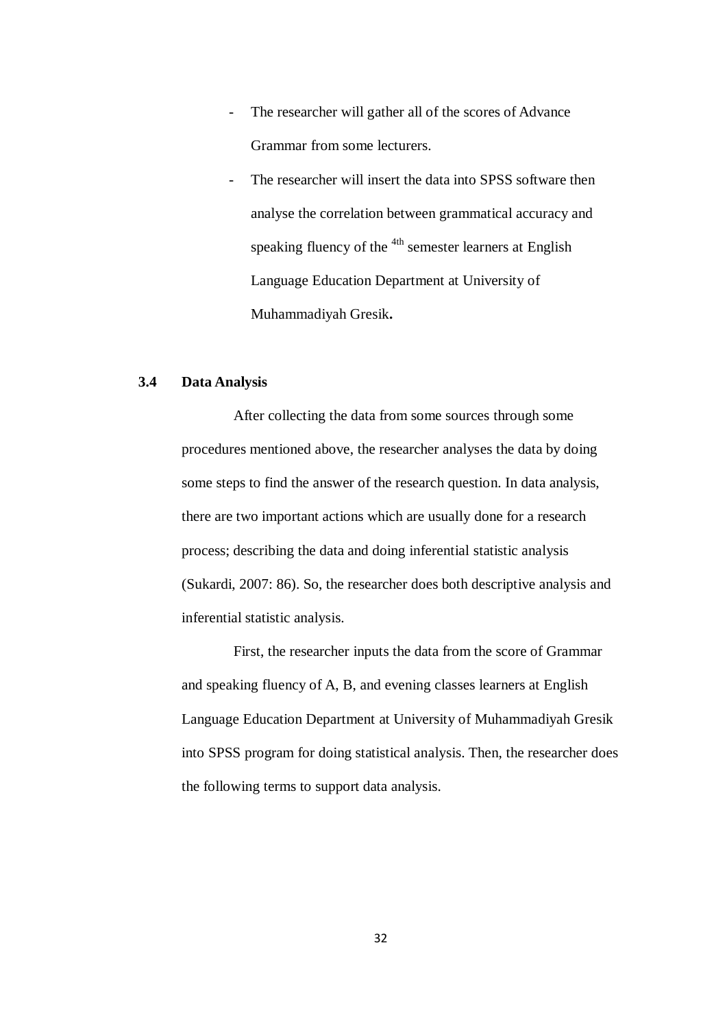- The researcher will gather all of the scores of Advance Grammar from some lecturers.
- The researcher will insert the data into SPSS software then analyse the correlation between grammatical accuracy and speaking fluency of the $^{4th}$ semester learners at English Language Education Department at University of Muhammadiyah Gresik**.**

### 3.4 Data Analysis

After collecting the data from some sources through some procedures mentioned above, the researcher analyses the data by doing some steps to find the answer of the research question. In data analysis, there are two important actions which are usually done for a research process; describing the data and doing inferential statistic analysis (Sukardi, 2007: 86). So, the researcher does both descriptive analysis and inferential statistic analysis.

First, the researcher inputs the data from the score of Grammar and speaking fluency of A, B, and evening classes learners at English Language Education Department at University of Muhammadiyah Gresik into SPSS program for doing statistical analysis. Then, the researcher does the following terms to support data analysis.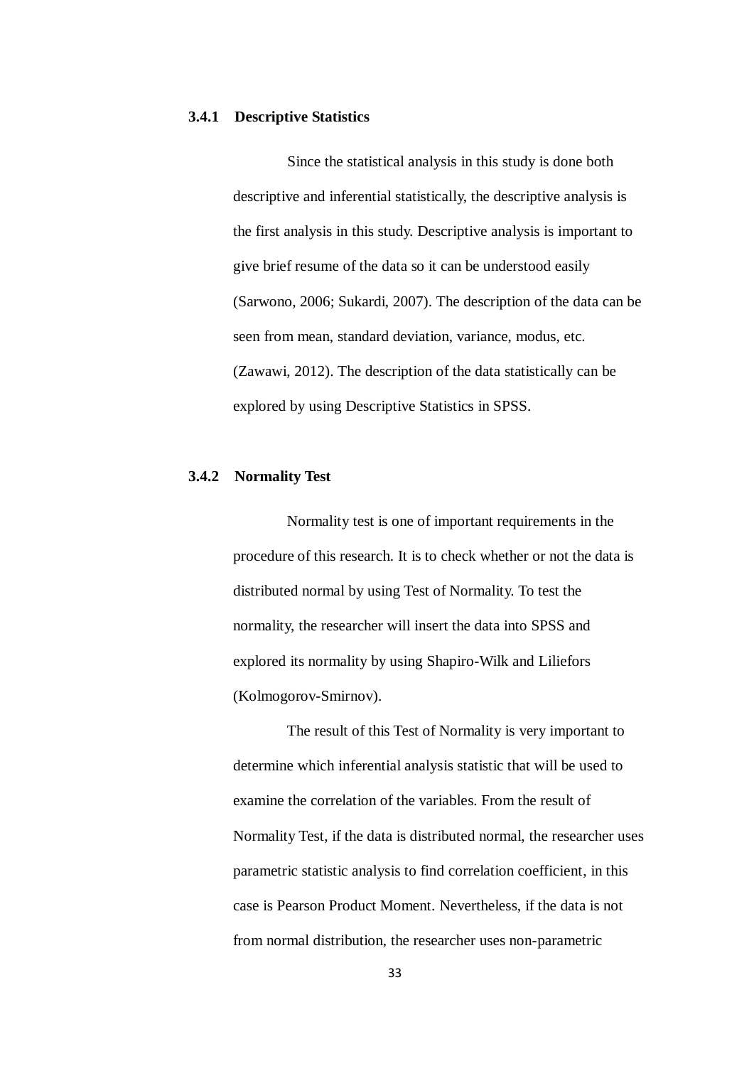### 3.4.1 Descriptive Statistics

Since the statistical analysis in this study is done both descriptive and inferential statistically, the descriptive analysis is the first analysis in this study. Descriptive analysis is important to give brief resume of the data so it can be understood easily (Sarwono, 2006; Sukardi, 2007). The description of the data can be seen from mean, standard deviation, variance, modus, etc. (Zawawi, 2012). The description of the data statistically can be explored by using Descriptive Statistics in SPSS.

### 3.4.2 Normality Test

Normality test is one of important requirements in the procedure of this research. It is to check whether or not the data is distributed normal by using Test of Normality. To test the normality, the researcher will insert the data into SPSS and explored its normality by using Shapiro-Wilk and Liliefors (Kolmogorov-Smirnov).

The result of this Test of Normality is very important to determine which inferential analysis statistic that will be used to examine the correlation of the variables. From the result of Normality Test, if the data is distributed normal, the researcher uses parametric statistic analysis to find correlation coefficient, in this case is Pearson Product Moment. Nevertheless, if the data is not from normal distribution, the researcher uses non-parametric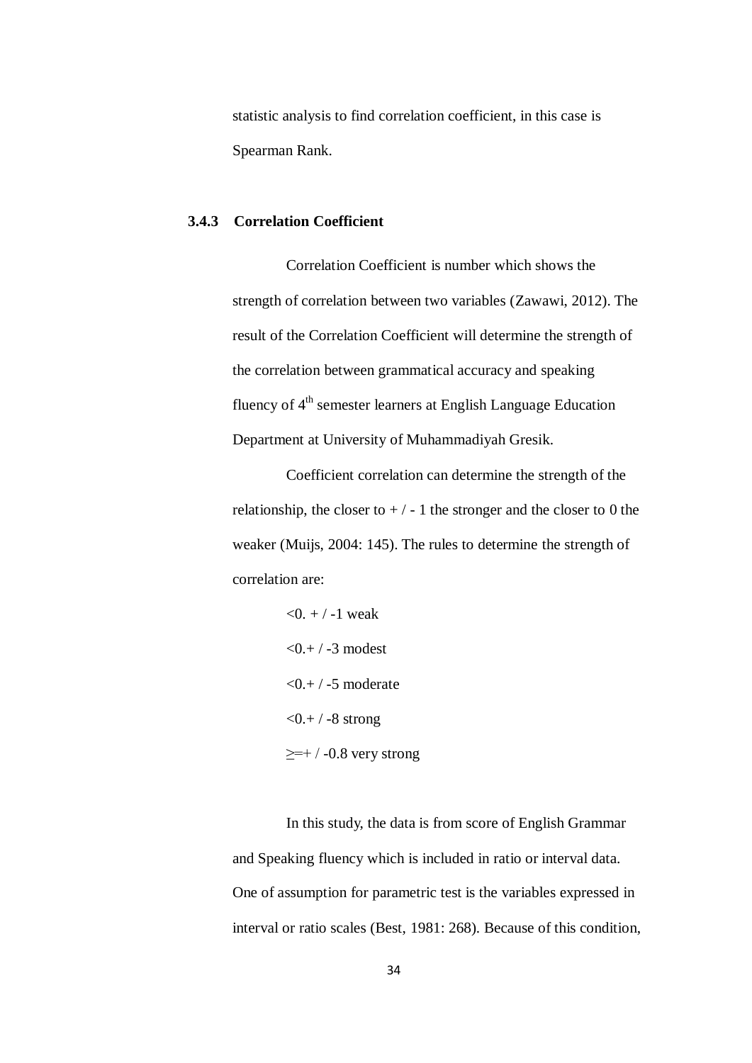statistic analysis to find correlation coefficient, in this case is Spearman Rank.

### 3.4.3 Correlation Coefficient

Correlation Coefficient is number which shows the strength of correlation between two variables (Zawawi, 2012). The result of the Correlation Coefficient will determine the strength of the correlation between grammatical accuracy and speaking fluency of 4th semester learners at English Language Education Department at University of Muhammadiyah Gresik.

Coefficient correlation can determine the strength of the relationship, the closer to + / - 1 the stronger and the closer to 0 the weaker (Muijs, 2004: 145). The rules to determine the strength of correlation are:

<0. + / -1 weak

<0.+ / -3 modest

<0.+ / -5 moderate

<0.+ / -8 strong

≥=+ / -0.8 very strong

In this study, the data is from score of English Grammar and Speaking fluency which is included in ratio or interval data. One of assumption for parametric test is the variables expressed in interval or ratio scales (Best, 1981: 268). Because of this condition,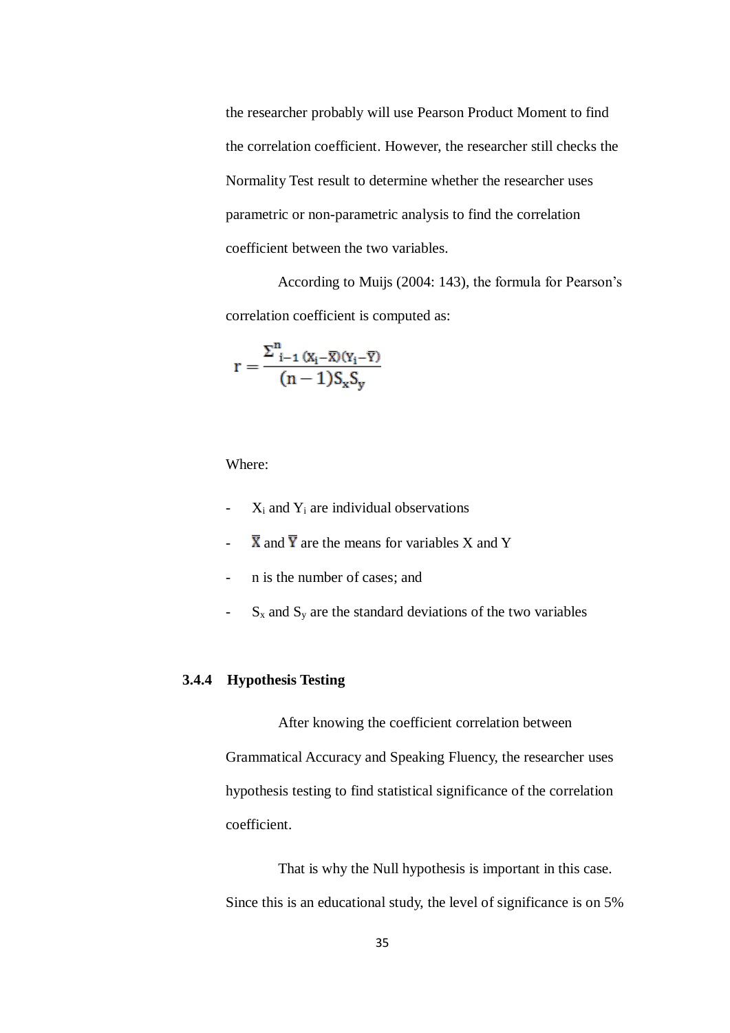the researcher probably will use Pearson Product Moment to find the correlation coefficient. However, the researcher still checks the Normality Test result to determine whether the researcher uses parametric or non-parametric analysis to find the correlation coefficient between the two variables.

According to Muijs (2004: 143), the formula for Pearson's correlation coefficient is computed as:

$$r = \frac{\Sigma^{n}_{i-1} (X_i - \overline{X})(Y_i - \overline{Y})}{(n-1)S_x S_y}$$

Where:

- $X_i$ and $Y_i$ are individual observations
- $\overline{X}$ and $\overline{Y}$ are the means for variables X and Y
- n is the number of cases; and
- $S_x$ and $S_y$ are the standard deviations of the two variables

#### 3.4.4 Hypothesis Testing

After knowing the coefficient correlation between Grammatical Accuracy and Speaking Fluency, the researcher uses hypothesis testing to find statistical significance of the correlation coefficient.

That is why the Null hypothesis is important in this case. Since this is an educational study, the level of significance is on 5%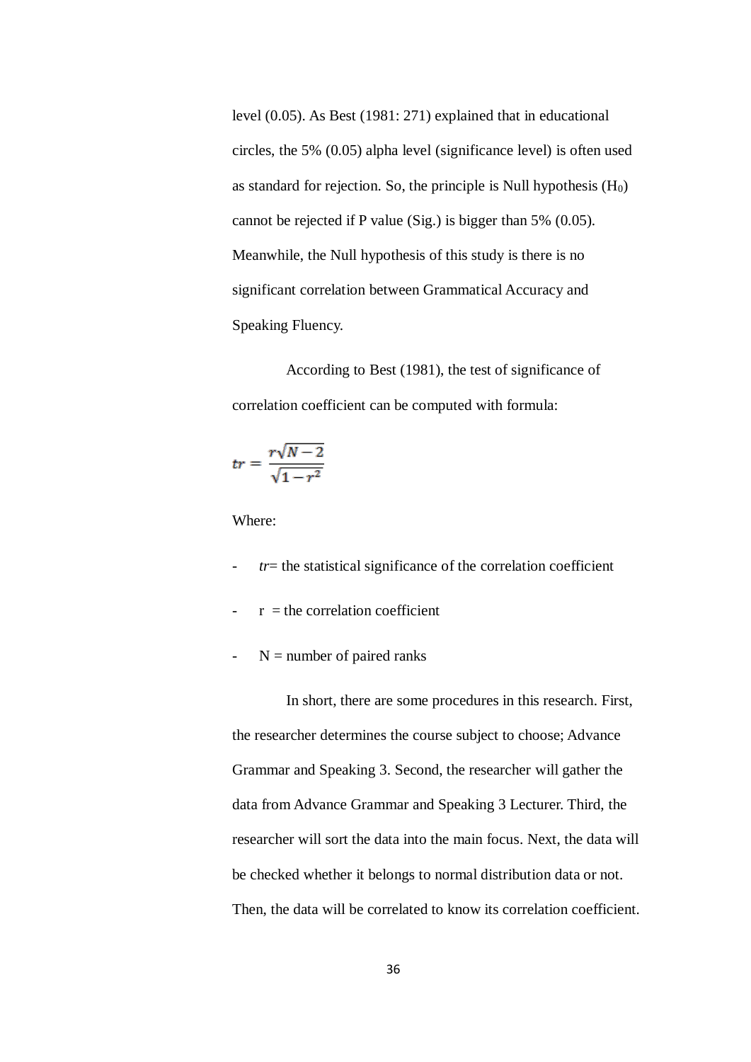level (0.05). As Best (1981: 271) explained that in educational circles, the 5% (0.05) alpha level (significance level) is often used as standard for rejection. So, the principle is Null hypothesis ($H_0$) cannot be rejected if P value (Sig.) is bigger than 5% (0.05). Meanwhile, the Null hypothesis of this study is there is no significant correlation between Grammatical Accuracy and Speaking Fluency.

According to Best (1981), the test of significance of correlation coefficient can be computed with formula:

$$tr = \frac{r\sqrt{N-2}}{\sqrt{1-r^2}}$$

Where:

- *tr*= the statistical significance of the correlation coefficient
- r = the correlation coefficient
- N = number of paired ranks

In short, there are some procedures in this research. First, the researcher determines the course subject to choose; Advance Grammar and Speaking 3. Second, the researcher will gather the data from Advance Grammar and Speaking 3 Lecturer. Third, the researcher will sort the data into the main focus. Next, the data will be checked whether it belongs to normal distribution data or not. Then, the data will be correlated to know its correlation coefficient.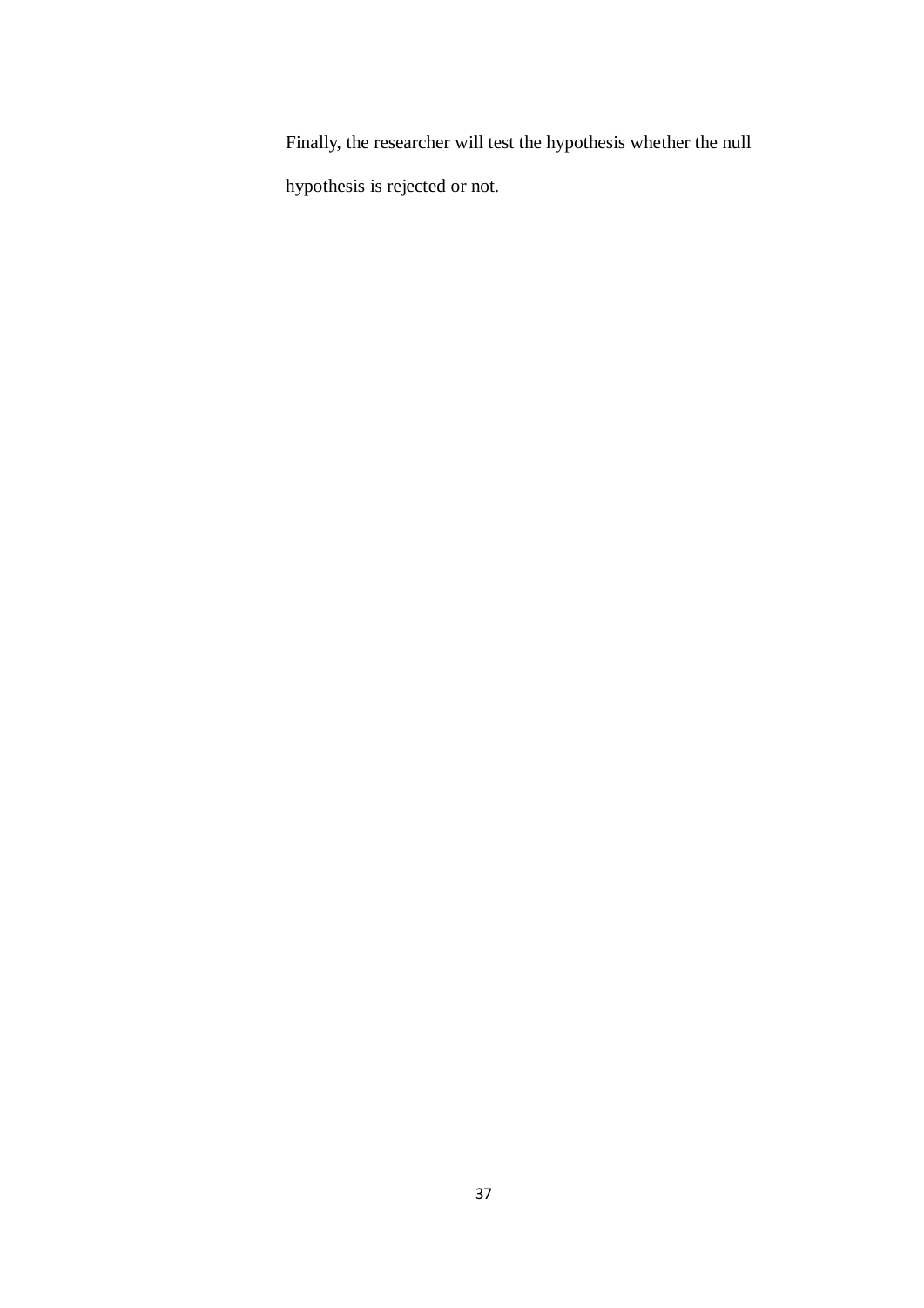Finally, the researcher will test the hypothesis whether the null hypothesis is rejected or not.